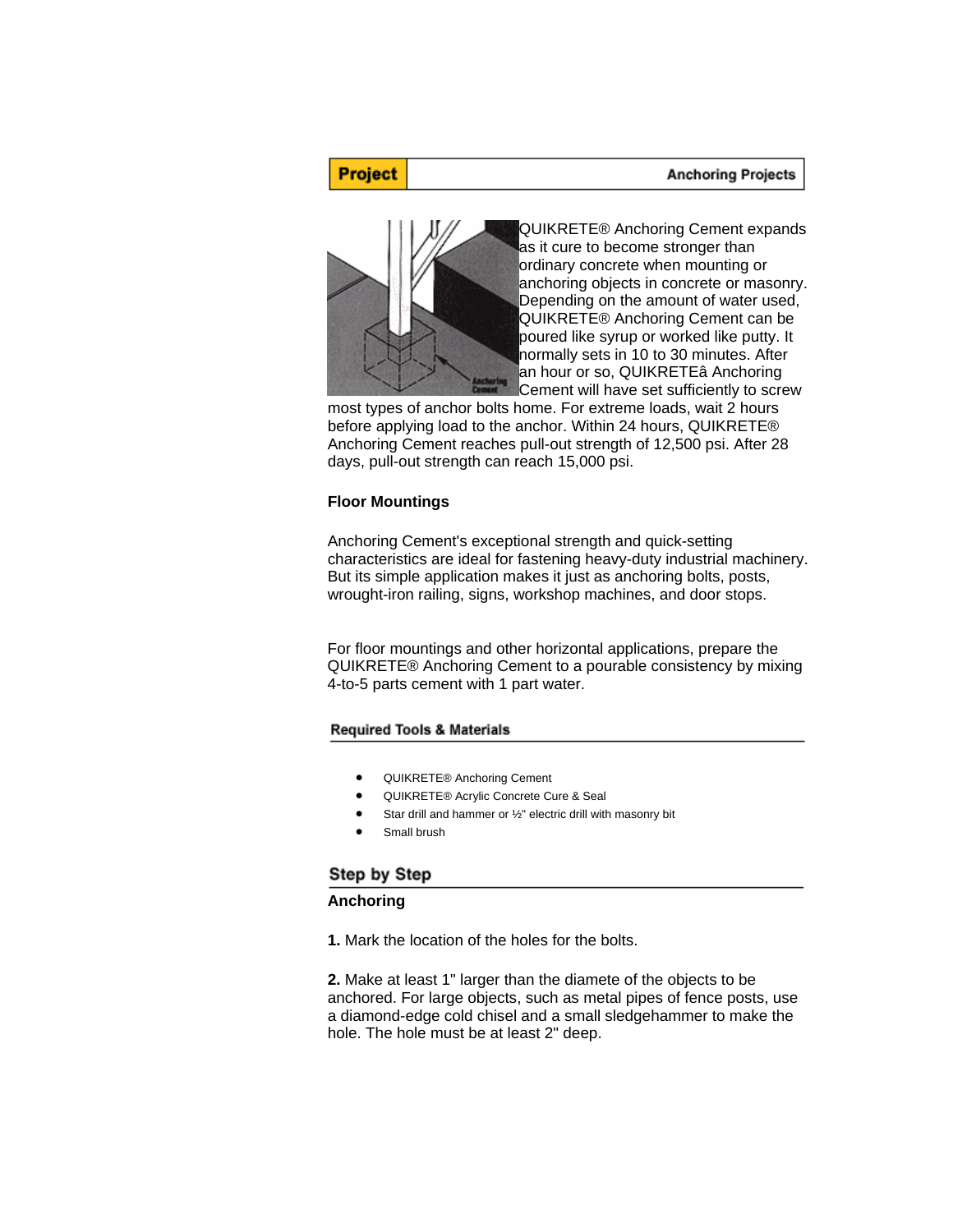**Project** | **Anchoring Projects**

QUIKRETE® Anchoring Cement expands as it cure to become stronger than ordinary concrete when mounting or anchoring objects in concrete or masonry. Depending on the amount of water used, QUIKRETE® Anchoring Cement can be poured like syrup or worked like putty. It normally sets in 10 to 30 minutes. After an hour or so, QUIKRETEâ Anchoring Cement will have set sufficiently to screw most types of anchor bolts home. For extreme loads, wait 2 hours before applying load to the anchor. Within 24 hours, QUIKRETE® Anchoring Cement reaches pull-out strength of 12,500 psi. After 28 days, pull-out strength can reach 15,000 psi.

**Floor Mountings**

Anchoring Cement's exceptional strength and quick-setting characteristics are ideal for fastening heavy-duty industrial machinery. But its simple application makes it just as anchoring bolts, posts, wrought-iron railing, signs, workshop machines, and door stops.

For floor mountings and other horizontal applications, prepare the QUIKRETE® Anchoring Cement to a pourable consistency by mixing 4-to-5 parts cement with 1 part water.

### Required Tools & Materials

- QUIKRETE® Anchoring Cement
- QUIKRETE® Acrylic Concrete Cure & Seal
- Star drill and hammer or ½" electric drill with masonry bit
- Small brush

## Step by Step

**Anchoring**

**1.** Mark the location of the holes for the bolts.

**2.** Make at least 1" larger than the diamete of the objects to be anchored. For large objects, such as metal pipes of fence posts, use a diamond-edge cold chisel and a small sledgehammer to make the hole. The hole must be at least 2" deep.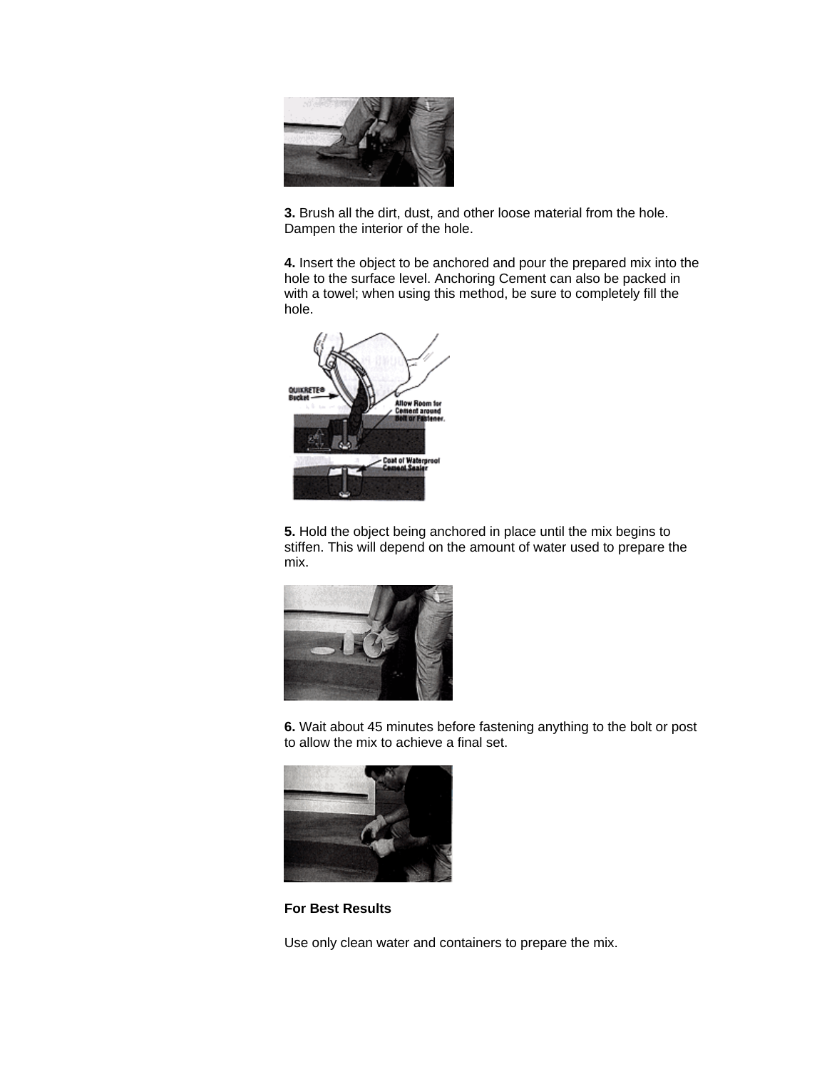**3.** Brush all the dirt, dust, and other loose material from the hole. Dampen the interior of the hole.

**4.** Insert the object to be anchored and pour the prepared mix into the hole to the surface level. Anchoring Cement can also be packed in with a towel; when using this method, be sure to completely fill the hole.

**5.** Hold the object being anchored in place until the mix begins to stiffen. This will depend on the amount of water used to prepare the mix.

**6.** Wait about 45 minutes before fastening anything to the bolt or post to allow the mix to achieve a final set.

**For Best Results**

Use only clean water and containers to prepare the mix.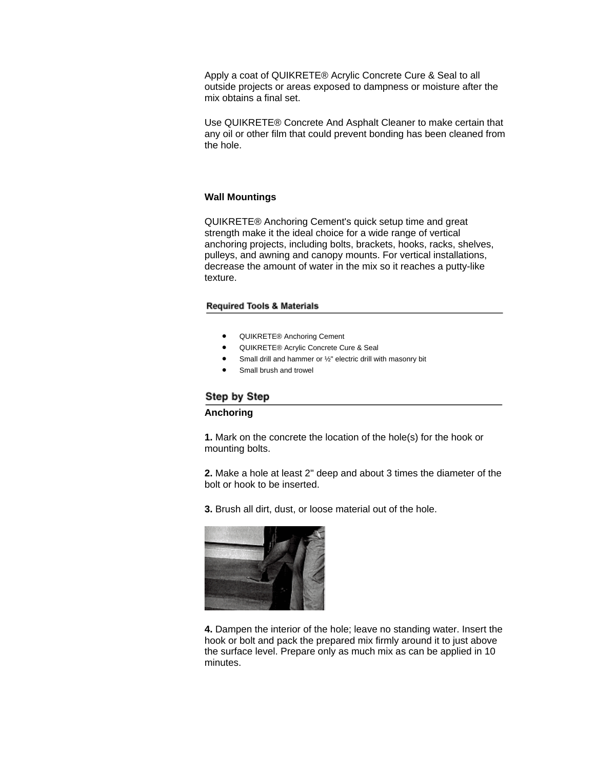Apply a coat of QUIKRETE® Acrylic Concrete Cure & Seal to all outside projects or areas exposed to dampness or moisture after the mix obtains a final set.

Use QUIKRETE® Concrete And Asphalt Cleaner to make certain that any oil or other film that could prevent bonding has been cleaned from the hole.

**Wall Mountings**

QUIKRETE® Anchoring Cement's quick setup time and great strength make it the ideal choice for a wide range of vertical anchoring projects, including bolts, brackets, hooks, racks, shelves, pulleys, and awning and canopy mounts. For vertical installations, decrease the amount of water in the mix so it reaches a putty-like texture.

## Required Tools & Materials

- QUIKRETE® Anchoring Cement
- QUIKRETE® Acrylic Concrete Cure & Seal
- Small drill and hammer or ½" electric drill with masonry bit
- Small brush and trowel

## Step by Step

**Anchoring**

**1.** Mark on the concrete the location of the hole(s) for the hook or mounting bolts.

**2.** Make a hole at least 2" deep and about 3 times the diameter of the bolt or hook to be inserted.

**3.** Brush all dirt, dust, or loose material out of the hole.

**4.** Dampen the interior of the hole; leave no standing water. Insert the hook or bolt and pack the prepared mix firmly around it to just above the surface level. Prepare only as much mix as can be applied in 10 minutes.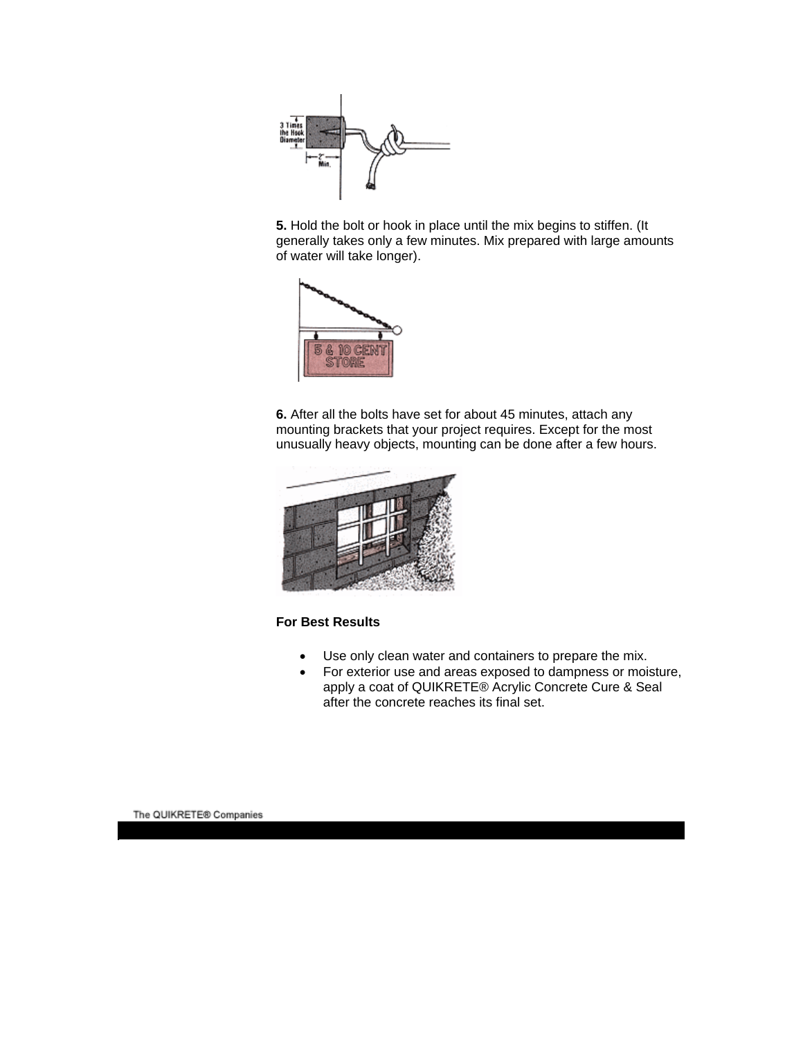**5.** Hold the bolt or hook in place until the mix begins to stiffen. (It generally takes only a few minutes. Mix prepared with large amounts of water will take longer).

**6.** After all the bolts have set for about 45 minutes, attach any mounting brackets that your project requires. Except for the most unusually heavy objects, mounting can be done after a few hours.

**For Best Results**

- Use only clean water and containers to prepare the mix.
- For exterior use and areas exposed to dampness or moisture, apply a coat of QUIKRETE® Acrylic Concrete Cure & Seal after the concrete reaches its final set.